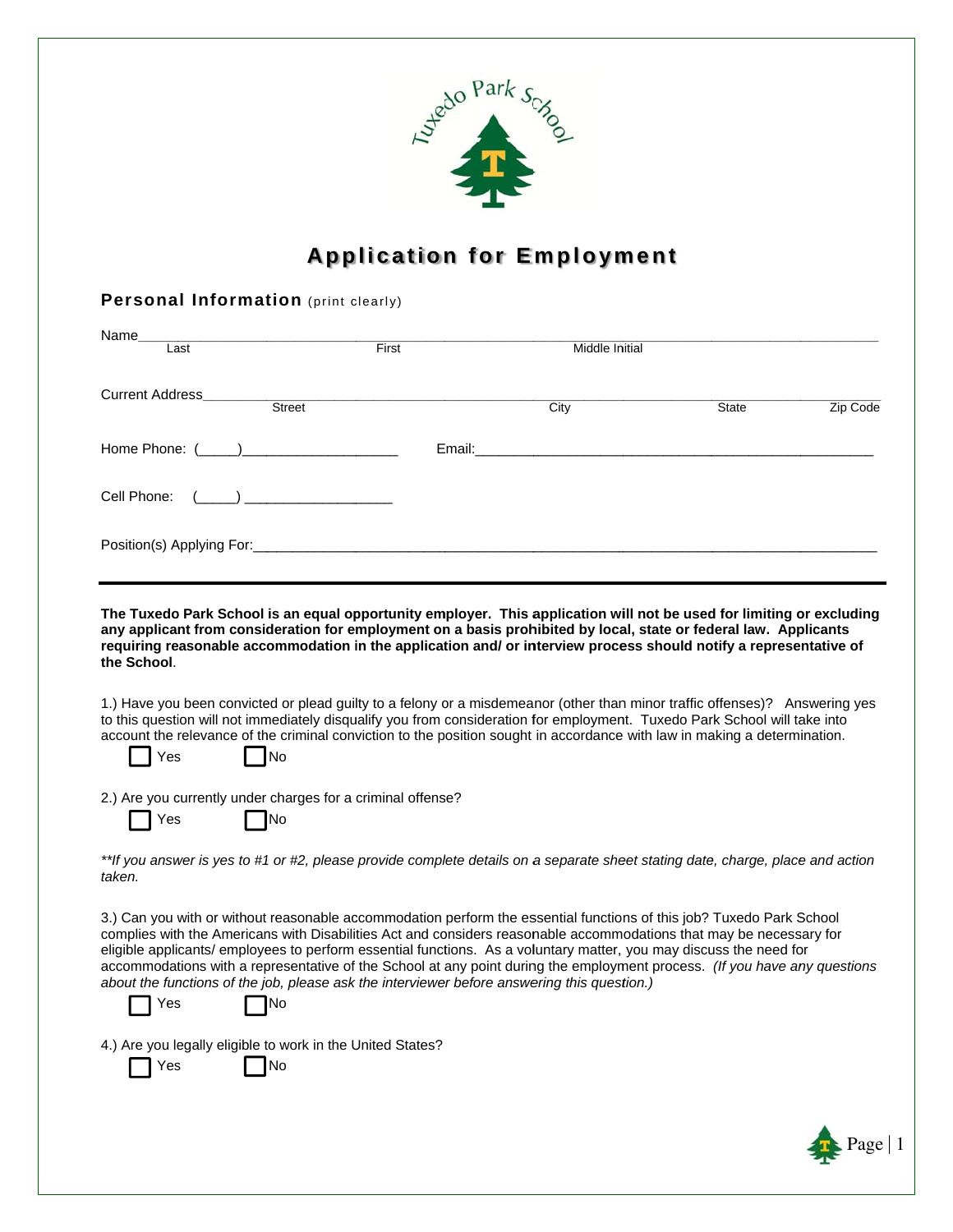# Application for Employment

## Personal Information (print clearly)

Name________________________________________________________________________________
Last First Middle Initial

Current Address______________________________________________________________________
Street City State Zip Code

Home Phone: (\_\_\_\_\_)\_\_\_\_\_\_\_\_\_\_\_\_\_\_\_\_\_\_\_\_ Email:\_\_\_\_\_\_\_\_\_\_\_\_\_\_\_\_\_\_\_\_\_\_\_\_\_\_\_\_\_\_\_\_\_\_\_\_\_\_\_\_\_\_\_\_\_\_\_\_\_\_\_

Cell Phone: (\_\_\_\_\_) \_\_\_\_\_\_\_\_\_\_\_\_\_\_\_\_\_\_\_\_

Position(s) Applying For:\_\_\_\_\_\_\_\_\_\_\_\_\_\_\_\_\_\_\_\_\_\_\_\_\_\_\_\_\_\_\_\_\_\_\_\_\_\_\_\_\_\_\_\_\_\_\_\_\_\_\_\_\_\_\_\_\_\_\_\_\_\_\_\_\_\_\_\_\_\_\_\_\_\_

---

**The Tuxedo Park School is an equal opportunity employer. This application will not be used for limiting or excluding any applicant from consideration for employment on a basis prohibited by local, state or federal law. Applicants requiring reasonable accommodation in the application and/ or interview process should notify a representative of the School**.

1.) Have you been convicted or plead guilty to a felony or a misdemeanor (other than minor traffic offenses)? Answering yes to this question will not immediately disqualify you from consideration for employment. Tuxedo Park School will take into account the relevance of the criminal conviction to the position sought in accordance with law in making a determination.

☐ Yes ☐ No

2.) Are you currently under charges for a criminal offense?

☐ Yes ☐ No

*\*\*If you answer is yes to #1 or #2, please provide complete details on a separate sheet stating date, charge, place and action taken.*

3.) Can you with or without reasonable accommodation perform the essential functions of this job? Tuxedo Park School complies with the Americans with Disabilities Act and considers reasonable accommodations that may be necessary for eligible applicants/ employees to perform essential functions. As a voluntary matter, you may discuss the need for accommodations with a representative of the School at any point during the employment process. *(If you have any questions about the functions of the job, please ask the interviewer before answering this question.)*

☐ Yes ☐ No

4.) Are you legally eligible to work in the United States?

☐ Yes ☐ No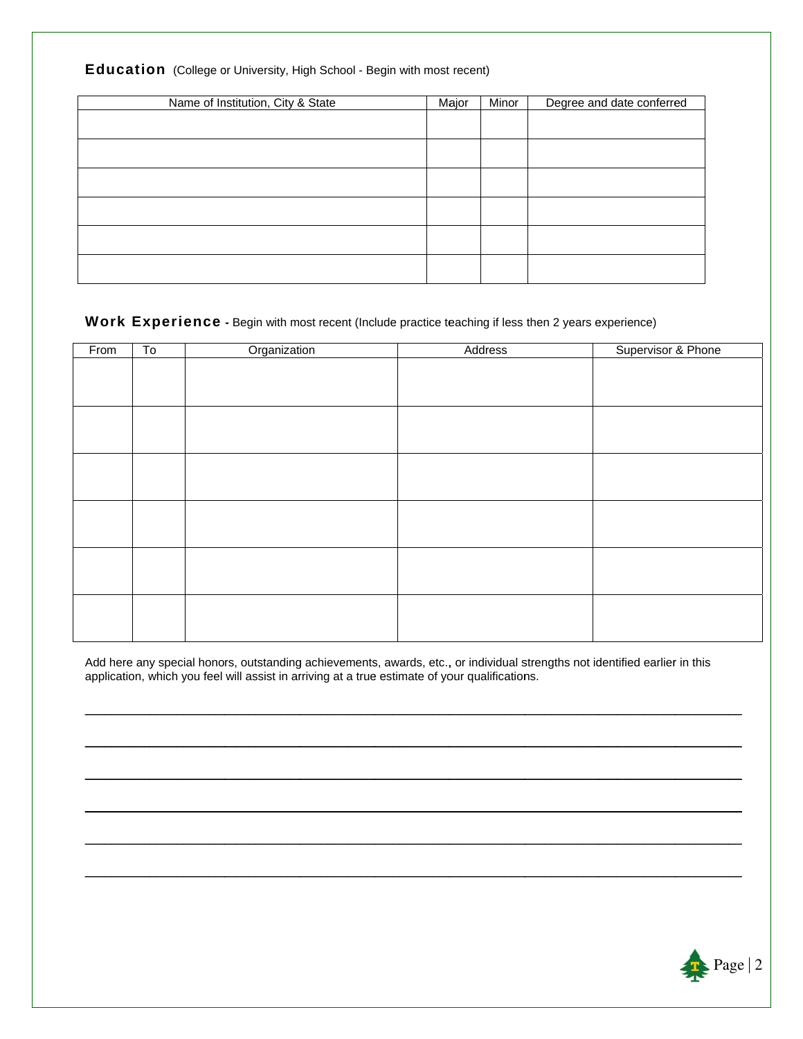**Education** (College or University, High School - Begin with most recent)

| Name of Institution, City & State | Major | Minor | Degree and date conferred |
|---|---|---|---|
| | | | |
| | | | |
| | | | |
| | | | |
| | | | |
| | | | |

**Work Experience** - Begin with most recent (Include practice teaching if less then 2 years experience)

| From | To | Organization | Address | Supervisor & Phone |
|---|---|---|---|---|
| | | | | |
| | | | | |
| | | | | |
| | | | | |
| | | | | |
| | | | | |

Add here any special honors, outstanding achievements, awards, etc., or individual strengths not identified earlier in this application, which you feel will assist in arriving at a true estimate of your qualifications.

______________________________________________________________________________

______________________________________________________________________________

______________________________________________________________________________

______________________________________________________________________________

______________________________________________________________________________

______________________________________________________________________________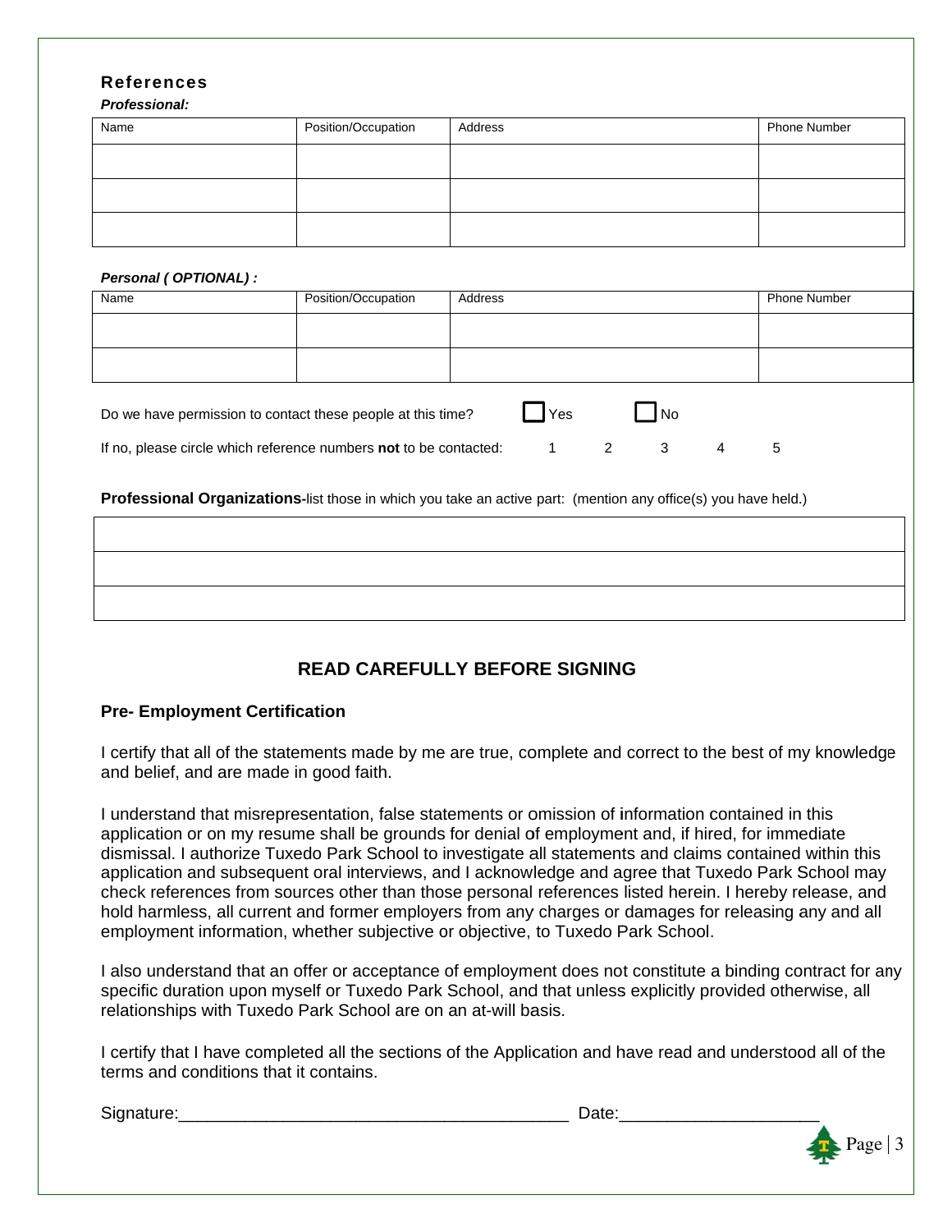## References

***Professional:***

| Name | Position/Occupation | Address | Phone Number |
|---|---|---|---|
| | | | |
| | | | |
| | | | |

***Personal ( OPTIONAL) :***

| Name | Position/Occupation | Address | Phone Number |
|---|---|---|---|
| | | | |
| | | | |

Do we have permission to contact these people at this time? ☐ Yes ☐ No

If no, please circle which reference numbers **not** to be contacted: 1 2 3 4 5

**Professional Organizations-** list those in which you take an active part: (mention any office(s) you have held.)

| |
|---|
| |
| |
| |

### READ CAREFULLY BEFORE SIGNING

**Pre- Employment Certification**

I certify that all of the statements made by me are true, complete and correct to the best of my knowledge and belief, and are made in good faith.

I understand that misrepresentation, false statements or omission of information contained in this application or on my resume shall be grounds for denial of employment and, if hired, for immediate dismissal. I authorize Tuxedo Park School to investigate all statements and claims contained within this application and subsequent oral interviews, and I acknowledge and agree that Tuxedo Park School may check references from sources other than those personal references listed herein. I hereby release, and hold harmless, all current and former employers from any charges or damages for releasing any and all employment information, whether subjective or objective, to Tuxedo Park School.

I also understand that an offer or acceptance of employment does not constitute a binding contract for any specific duration upon myself or Tuxedo Park School, and that unless explicitly provided otherwise, all relationships with Tuxedo Park School are on an at-will basis.

I certify that I have completed all the sections of the Application and have read and understood all of the terms and conditions that it contains.

Signature:________________________________________ Date:____________________